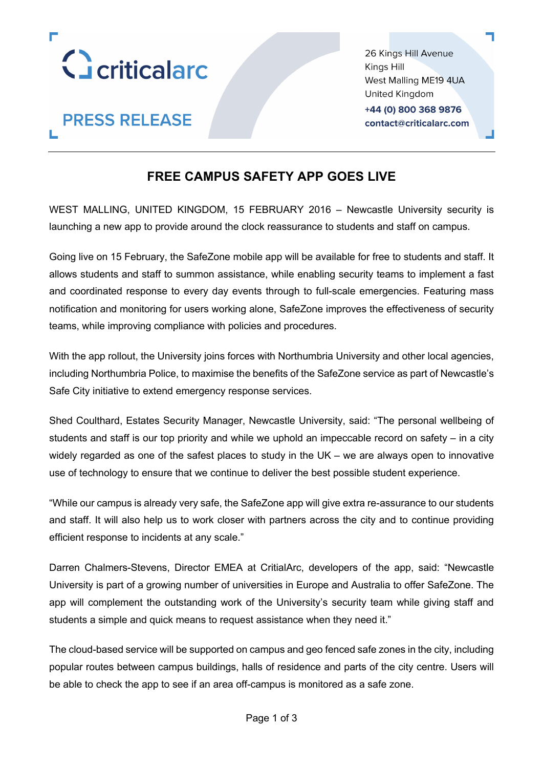criticalarc

PRESS RELEASE

26 Kings Hill Avenue
Kings Hill
West Malling ME19 4UA
United Kingdom
+44 (0) 800 368 9876
contact@criticalarc.com

# FREE CAMPUS SAFETY APP GOES LIVE

WEST MALLING, UNITED KINGDOM, 15 FEBRUARY 2016 – Newcastle University security is launching a new app to provide around the clock reassurance to students and staff on campus.

Going live on 15 February, the SafeZone mobile app will be available for free to students and staff. It allows students and staff to summon assistance, while enabling security teams to implement a fast and coordinated response to every day events through to full-scale emergencies. Featuring mass notification and monitoring for users working alone, SafeZone improves the effectiveness of security teams, while improving compliance with policies and procedures.

With the app rollout, the University joins forces with Northumbria University and other local agencies, including Northumbria Police, to maximise the benefits of the SafeZone service as part of Newcastle's Safe City initiative to extend emergency response services.

Shed Coulthard, Estates Security Manager, Newcastle University, said: "The personal wellbeing of students and staff is our top priority and while we uphold an impeccable record on safety – in a city widely regarded as one of the safest places to study in the UK – we are always open to innovative use of technology to ensure that we continue to deliver the best possible student experience.

"While our campus is already very safe, the SafeZone app will give extra re-assurance to our students and staff. It will also help us to work closer with partners across the city and to continue providing efficient response to incidents at any scale."

Darren Chalmers-Stevens, Director EMEA at CritialArc, developers of the app, said: "Newcastle University is part of a growing number of universities in Europe and Australia to offer SafeZone. The app will complement the outstanding work of the University's security team while giving staff and students a simple and quick means to request assistance when they need it."

The cloud-based service will be supported on campus and geo fenced safe zones in the city, including popular routes between campus buildings, halls of residence and parts of the city centre. Users will be able to check the app to see if an area off-campus is monitored as a safe zone.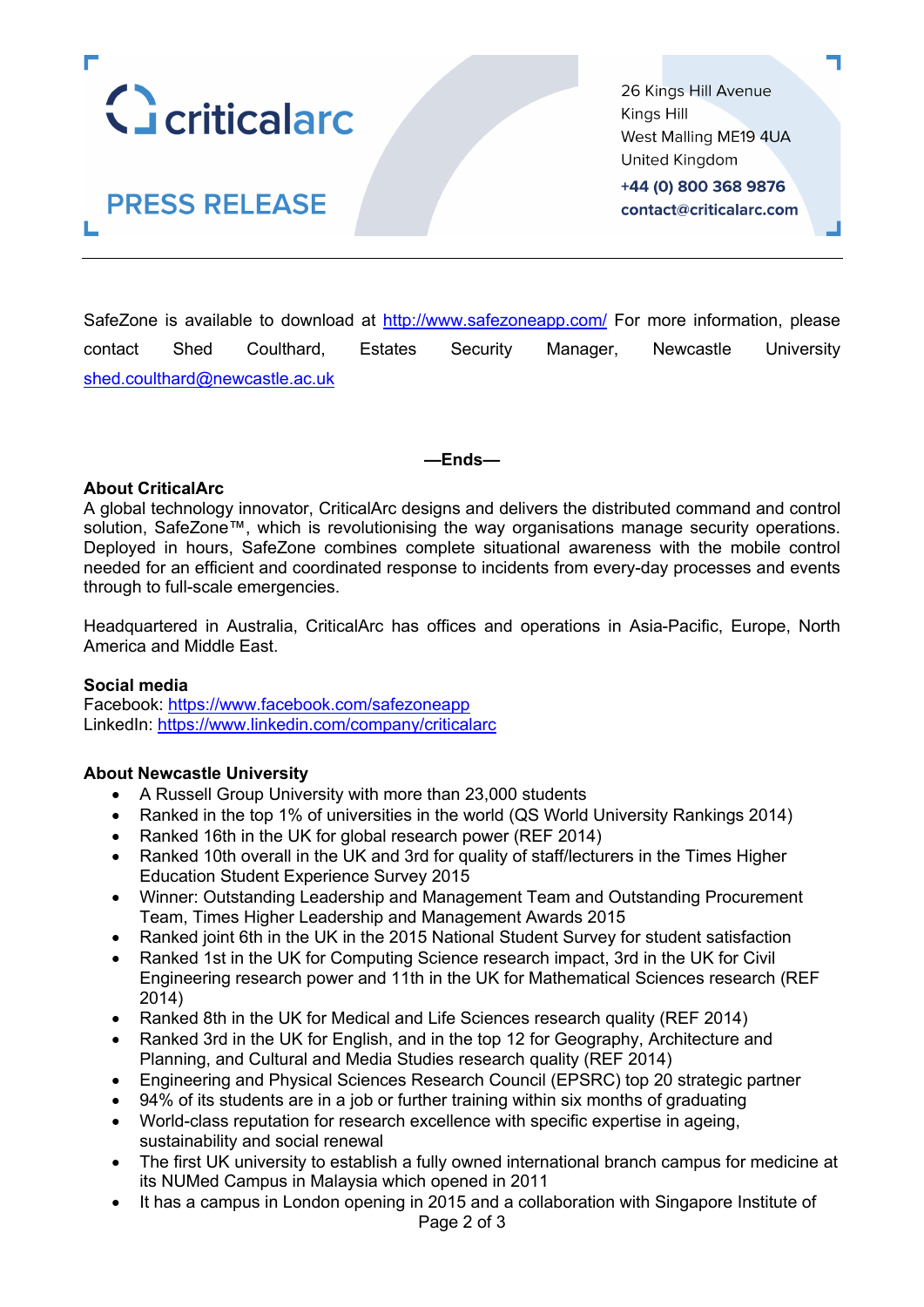SafeZone is available to download at http://www.safezoneapp.com/ For more information, please contact Shed Coulthard, Estates Security Manager, Newcastle University shed.coulthard@newcastle.ac.uk

**—Ends—**

**About CriticalArc**

A global technology innovator, CriticalArc designs and delivers the distributed command and control solution, SafeZone™, which is revolutionising the way organisations manage security operations. Deployed in hours, SafeZone combines complete situational awareness with the mobile control needed for an efficient and coordinated response to incidents from every-day processes and events through to full-scale emergencies.

Headquartered in Australia, CriticalArc has offices and operations in Asia-Pacific, Europe, North America and Middle East.

**Social media**

Facebook: https://www.facebook.com/safezoneapp
LinkedIn: https://www.linkedin.com/company/criticalarc

**About Newcastle University**

- A Russell Group University with more than 23,000 students
- Ranked in the top 1% of universities in the world (QS World University Rankings 2014)
- Ranked 16th in the UK for global research power (REF 2014)
- Ranked 10th overall in the UK and 3rd for quality of staff/lecturers in the Times Higher Education Student Experience Survey 2015
- Winner: Outstanding Leadership and Management Team and Outstanding Procurement Team, Times Higher Leadership and Management Awards 2015
- Ranked joint 6th in the UK in the 2015 National Student Survey for student satisfaction
- Ranked 1st in the UK for Computing Science research impact, 3rd in the UK for Civil Engineering research power and 11th in the UK for Mathematical Sciences research (REF 2014)
- Ranked 8th in the UK for Medical and Life Sciences research quality (REF 2014)
- Ranked 3rd in the UK for English, and in the top 12 for Geography, Architecture and Planning, and Cultural and Media Studies research quality (REF 2014)
- Engineering and Physical Sciences Research Council (EPSRC) top 20 strategic partner
- 94% of its students are in a job or further training within six months of graduating
- World-class reputation for research excellence with specific expertise in ageing, sustainability and social renewal
- The first UK university to establish a fully owned international branch campus for medicine at its NUMed Campus in Malaysia which opened in 2011
- It has a campus in London opening in 2015 and a collaboration with Singapore Institute of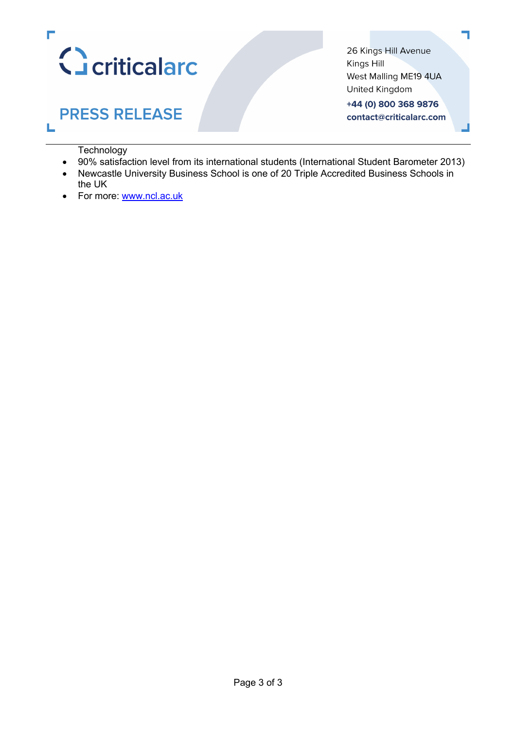Technology

- 90% satisfaction level from its international students (International Student Barometer 2013)
- Newcastle University Business School is one of 20 Triple Accredited Business Schools in the UK
- For more: www.ncl.ac.uk